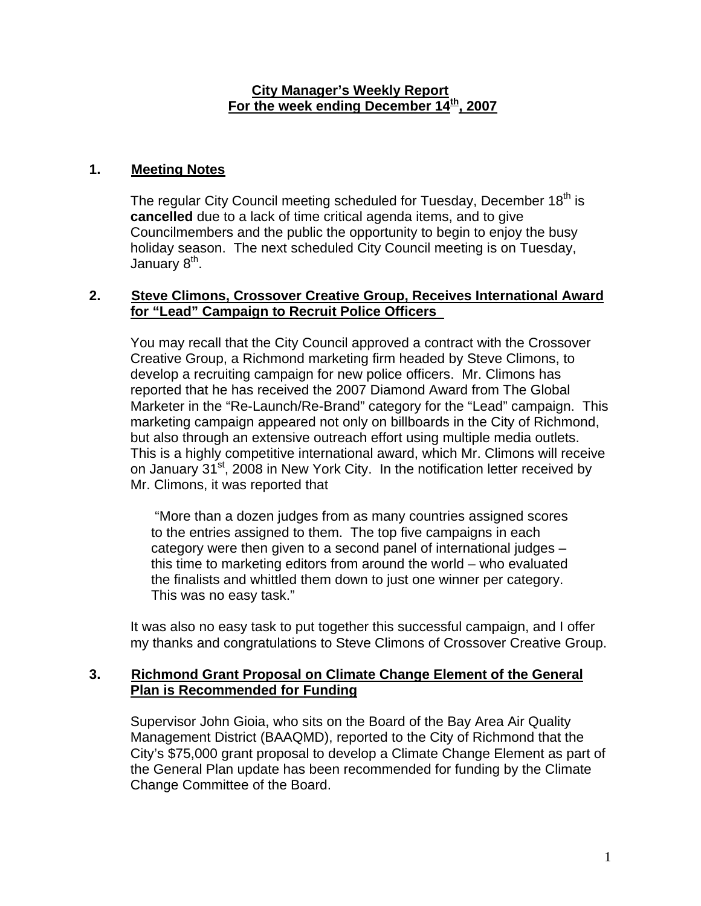# City Manager's Weekly Report
## For the week ending December 14th, 2007

### 1. Meeting Notes

The regular City Council meeting scheduled for Tuesday, December 18th is **cancelled** due to a lack of time critical agenda items, and to give Councilmembers and the public the opportunity to begin to enjoy the busy holiday season. The next scheduled City Council meeting is on Tuesday, January 8th.

### 2. Steve Climons, Crossover Creative Group, Receives International Award for "Lead" Campaign to Recruit Police Officers

You may recall that the City Council approved a contract with the Crossover Creative Group, a Richmond marketing firm headed by Steve Climons, to develop a recruiting campaign for new police officers. Mr. Climons has reported that he has received the 2007 Diamond Award from The Global Marketer in the "Re-Launch/Re-Brand" category for the "Lead" campaign. This marketing campaign appeared not only on billboards in the City of Richmond, but also through an extensive outreach effort using multiple media outlets. This is a highly competitive international award, which Mr. Climons will receive on January 31st, 2008 in New York City. In the notification letter received by Mr. Climons, it was reported that

> "More than a dozen judges from as many countries assigned scores to the entries assigned to them. The top five campaigns in each category were then given to a second panel of international judges – this time to marketing editors from around the world – who evaluated the finalists and whittled them down to just one winner per category. This was no easy task."

It was also no easy task to put together this successful campaign, and I offer my thanks and congratulations to Steve Climons of Crossover Creative Group.

### 3. Richmond Grant Proposal on Climate Change Element of the General Plan is Recommended for Funding

Supervisor John Gioia, who sits on the Board of the Bay Area Air Quality Management District (BAAQMD), reported to the City of Richmond that the City's $75,000 grant proposal to develop a Climate Change Element as part of the General Plan update has been recommended for funding by the Climate Change Committee of the Board.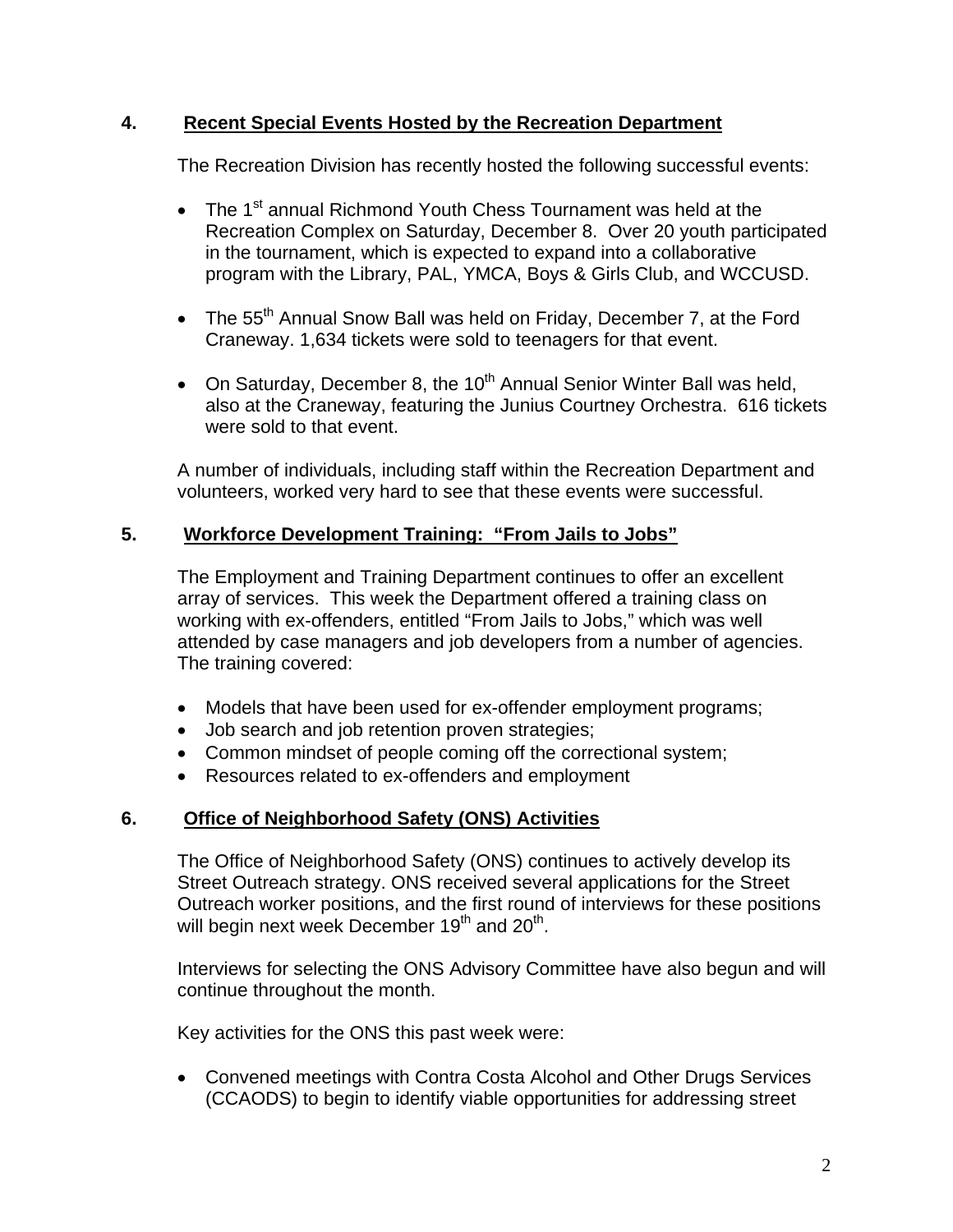## 4. Recent Special Events Hosted by the Recreation Department

The Recreation Division has recently hosted the following successful events:

- The 1st annual Richmond Youth Chess Tournament was held at the Recreation Complex on Saturday, December 8. Over 20 youth participated in the tournament, which is expected to expand into a collaborative program with the Library, PAL, YMCA, Boys & Girls Club, and WCCUSD.
- The 55th Annual Snow Ball was held on Friday, December 7, at the Ford Craneway. 1,634 tickets were sold to teenagers for that event.
- On Saturday, December 8, the 10th Annual Senior Winter Ball was held, also at the Craneway, featuring the Junius Courtney Orchestra. 616 tickets were sold to that event.

A number of individuals, including staff within the Recreation Department and volunteers, worked very hard to see that these events were successful.

## 5. Workforce Development Training: "From Jails to Jobs"

The Employment and Training Department continues to offer an excellent array of services. This week the Department offered a training class on working with ex-offenders, entitled "From Jails to Jobs," which was well attended by case managers and job developers from a number of agencies. The training covered:

- Models that have been used for ex-offender employment programs;
- Job search and job retention proven strategies;
- Common mindset of people coming off the correctional system;
- Resources related to ex-offenders and employment

## 6. Office of Neighborhood Safety (ONS) Activities

The Office of Neighborhood Safety (ONS) continues to actively develop its Street Outreach strategy. ONS received several applications for the Street Outreach worker positions, and the first round of interviews for these positions will begin next week December 19th and 20th.

Interviews for selecting the ONS Advisory Committee have also begun and will continue throughout the month.

Key activities for the ONS this past week were:

- Convened meetings with Contra Costa Alcohol and Other Drugs Services (CCAODS) to begin to identify viable opportunities for addressing street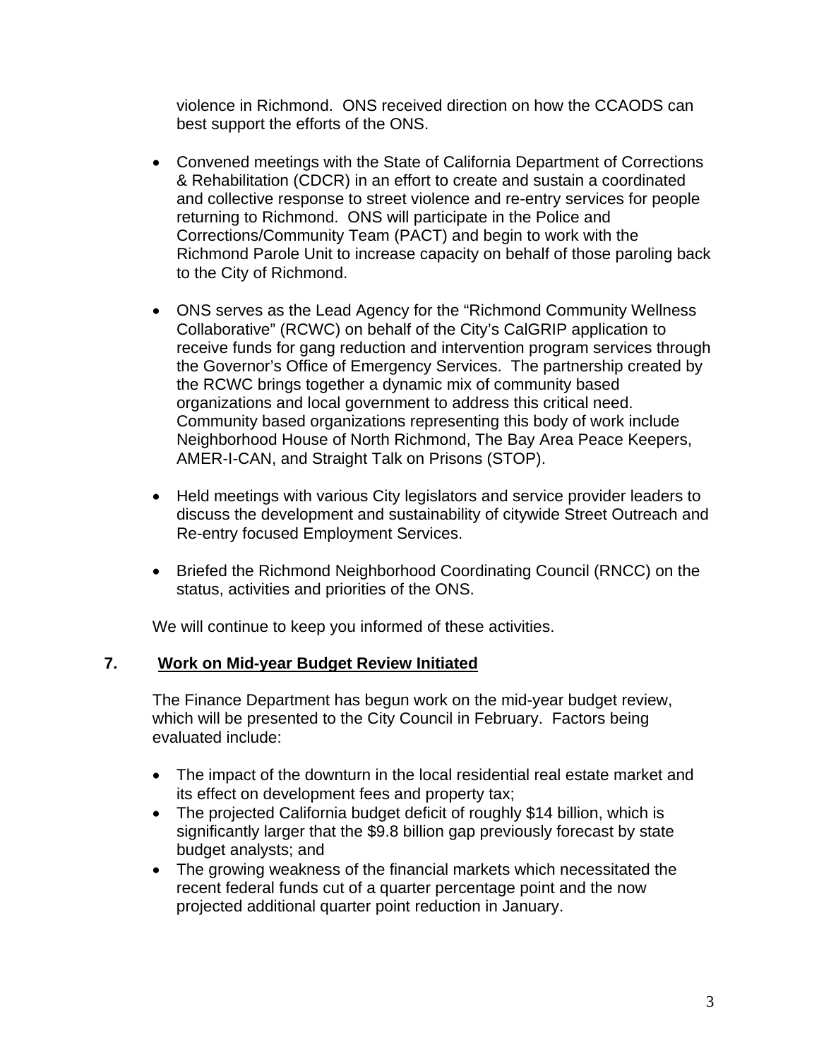violence in Richmond. ONS received direction on how the CCAODS can best support the efforts of the ONS.

- Convened meetings with the State of California Department of Corrections & Rehabilitation (CDCR) in an effort to create and sustain a coordinated and collective response to street violence and re-entry services for people returning to Richmond. ONS will participate in the Police and Corrections/Community Team (PACT) and begin to work with the Richmond Parole Unit to increase capacity on behalf of those paroling back to the City of Richmond.

- ONS serves as the Lead Agency for the "Richmond Community Wellness Collaborative" (RCWC) on behalf of the City's CalGRIP application to receive funds for gang reduction and intervention program services through the Governor's Office of Emergency Services. The partnership created by the RCWC brings together a dynamic mix of community based organizations and local government to address this critical need. Community based organizations representing this body of work include Neighborhood House of North Richmond, The Bay Area Peace Keepers, AMER-I-CAN, and Straight Talk on Prisons (STOP).

- Held meetings with various City legislators and service provider leaders to discuss the development and sustainability of citywide Street Outreach and Re-entry focused Employment Services.

- Briefed the Richmond Neighborhood Coordinating Council (RNCC) on the status, activities and priorities of the ONS.

We will continue to keep you informed of these activities.

## 7. <u>Work on Mid-year Budget Review Initiated</u>

The Finance Department has begun work on the mid-year budget review, which will be presented to the City Council in February. Factors being evaluated include:

- The impact of the downturn in the local residential real estate market and its effect on development fees and property tax;
- The projected California budget deficit of roughly $14 billion, which is significantly larger that the $9.8 billion gap previously forecast by state budget analysts; and
- The growing weakness of the financial markets which necessitated the recent federal funds cut of a quarter percentage point and the now projected additional quarter point reduction in January.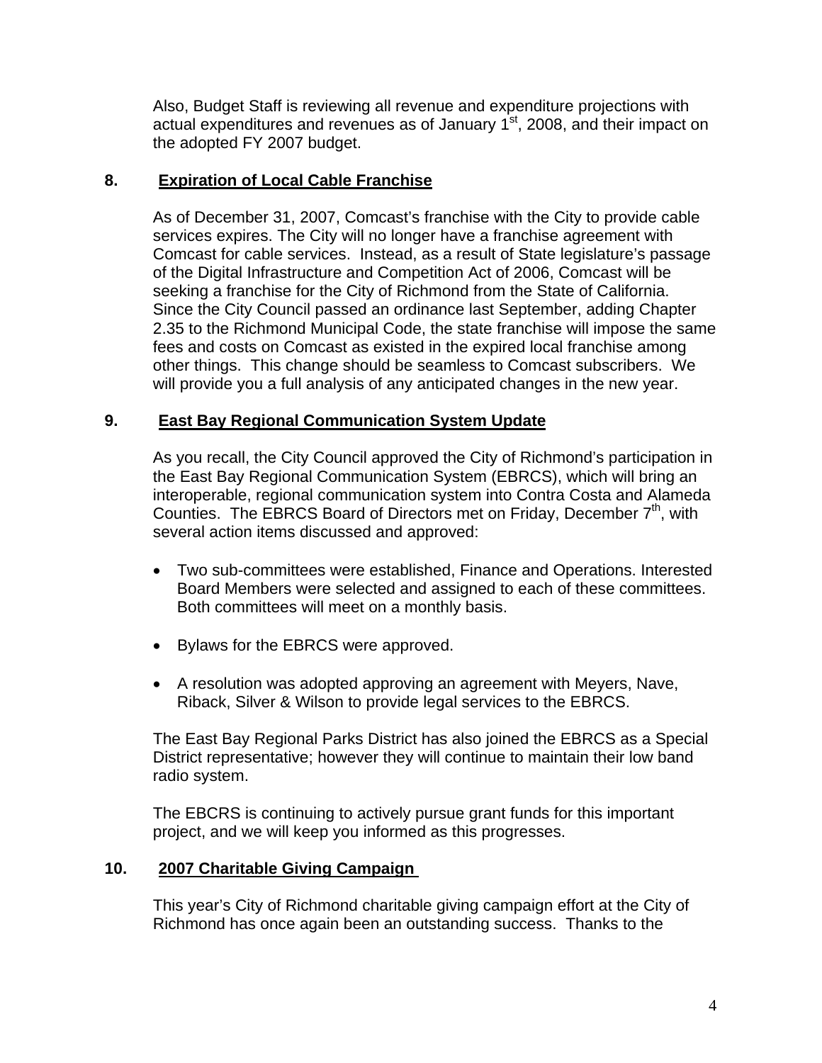Also, Budget Staff is reviewing all revenue and expenditure projections with actual expenditures and revenues as of January 1st, 2008, and their impact on the adopted FY 2007 budget.

## 8. Expiration of Local Cable Franchise

As of December 31, 2007, Comcast's franchise with the City to provide cable services expires. The City will no longer have a franchise agreement with Comcast for cable services. Instead, as a result of State legislature's passage of the Digital Infrastructure and Competition Act of 2006, Comcast will be seeking a franchise for the City of Richmond from the State of California. Since the City Council passed an ordinance last September, adding Chapter 2.35 to the Richmond Municipal Code, the state franchise will impose the same fees and costs on Comcast as existed in the expired local franchise among other things. This change should be seamless to Comcast subscribers. We will provide you a full analysis of any anticipated changes in the new year.

## 9. East Bay Regional Communication System Update

As you recall, the City Council approved the City of Richmond's participation in the East Bay Regional Communication System (EBRCS), which will bring an interoperable, regional communication system into Contra Costa and Alameda Counties. The EBRCS Board of Directors met on Friday, December 7th, with several action items discussed and approved:

- Two sub-committees were established, Finance and Operations. Interested Board Members were selected and assigned to each of these committees. Both committees will meet on a monthly basis.
- Bylaws for the EBRCS were approved.
- A resolution was adopted approving an agreement with Meyers, Nave, Riback, Silver & Wilson to provide legal services to the EBRCS.

The East Bay Regional Parks District has also joined the EBRCS as a Special District representative; however they will continue to maintain their low band radio system.

The EBCRS is continuing to actively pursue grant funds for this important project, and we will keep you informed as this progresses.

## 10. 2007 Charitable Giving Campaign

This year's City of Richmond charitable giving campaign effort at the City of Richmond has once again been an outstanding success. Thanks to the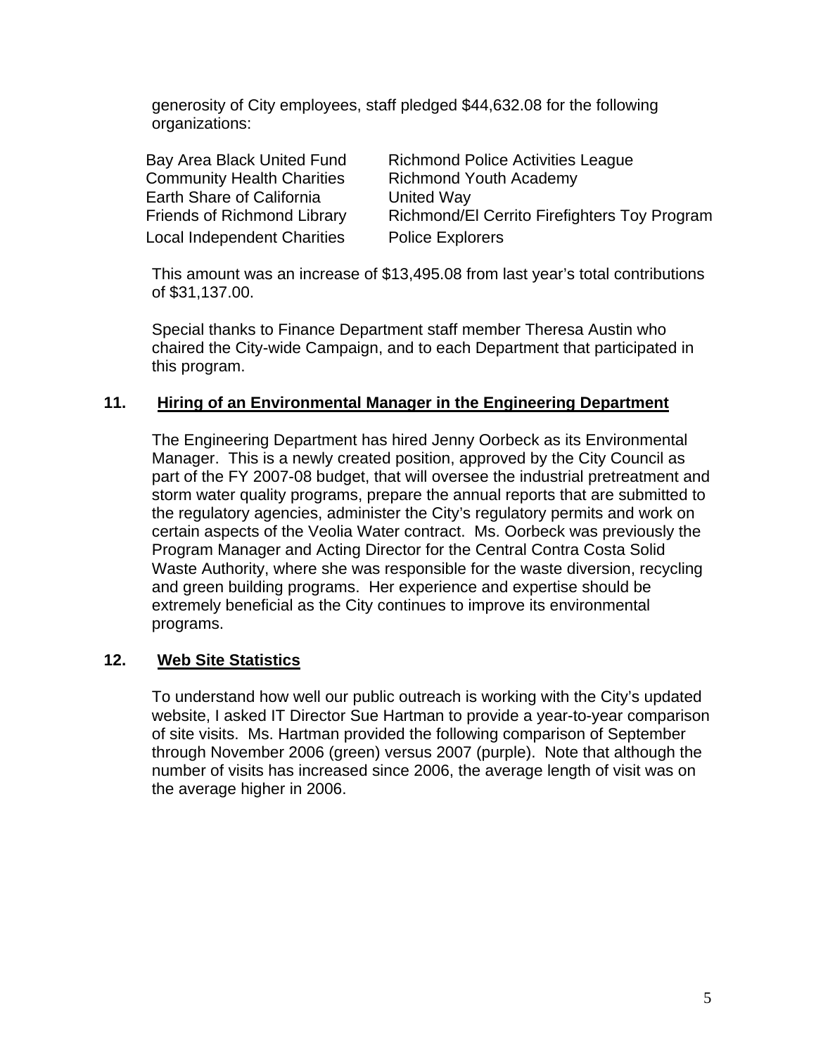generosity of City employees, staff pledged $44,632.08 for the following organizations:

| | |
|---|---|
| Bay Area Black United Fund | Richmond Police Activities League |
| Community Health Charities | Richmond Youth Academy |
| Earth Share of California | United Way |
| Friends of Richmond Library | Richmond/El Cerrito Firefighters Toy Program |
| Local Independent Charities | Police Explorers |

This amount was an increase of $13,495.08 from last year's total contributions of $31,137.00.

Special thanks to Finance Department staff member Theresa Austin who chaired the City-wide Campaign, and to each Department that participated in this program.

## 11. Hiring of an Environmental Manager in the Engineering Department

The Engineering Department has hired Jenny Oorbeck as its Environmental Manager. This is a newly created position, approved by the City Council as part of the FY 2007-08 budget, that will oversee the industrial pretreatment and storm water quality programs, prepare the annual reports that are submitted to the regulatory agencies, administer the City's regulatory permits and work on certain aspects of the Veolia Water contract. Ms. Oorbeck was previously the Program Manager and Acting Director for the Central Contra Costa Solid Waste Authority, where she was responsible for the waste diversion, recycling and green building programs. Her experience and expertise should be extremely beneficial as the City continues to improve its environmental programs.

## 12. Web Site Statistics

To understand how well our public outreach is working with the City's updated website, I asked IT Director Sue Hartman to provide a year-to-year comparison of site visits. Ms. Hartman provided the following comparison of September through November 2006 (green) versus 2007 (purple). Note that although the number of visits has increased since 2006, the average length of visit was on the average higher in 2006.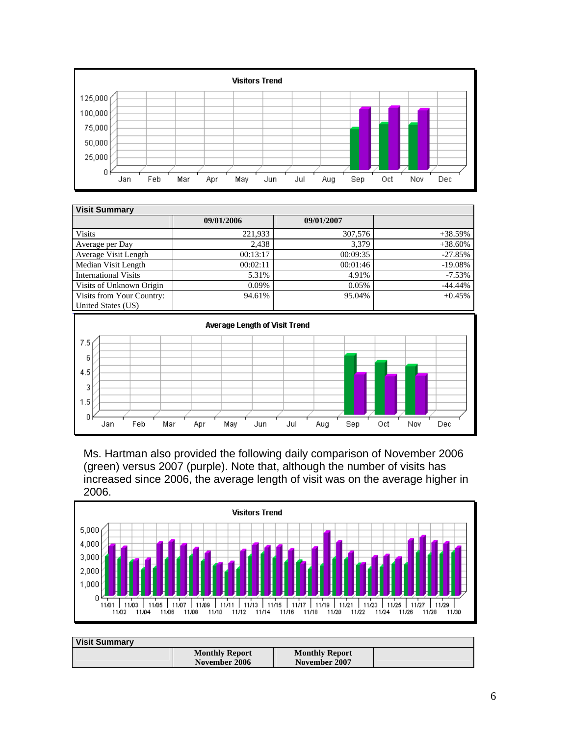| Visit Summary | | | |
|---|---|---|---|
| | 09/01/2006 | 09/01/2007 | |
| Visits | 221,933 | 307,576 | +38.59% |
| Average per Day | 2,438 | 3,379 | +38.60% |
| Average Visit Length | 00:13:17 | 00:09:35 | -27.85% |
| Median Visit Length | 00:02:11 | 00:01:46 | -19.08% |
| International Visits | 5.31% | 4.91% | -7.53% |
| Visits of Unknown Origin | 0.09% | 0.05% | -44.44% |
| Visits from Your Country: United States (US) | 94.61% | 95.04% | +0.45% |

Ms. Hartman also provided the following daily comparison of November 2006 (green) versus 2007 (purple). Note that, although the number of visits has increased since 2006, the average length of visit was on the average higher in 2006.

| Visit Summary | | | |
|---|---|---|---|
| | **Monthly Report November 2006** | **Monthly Report November 2007** | |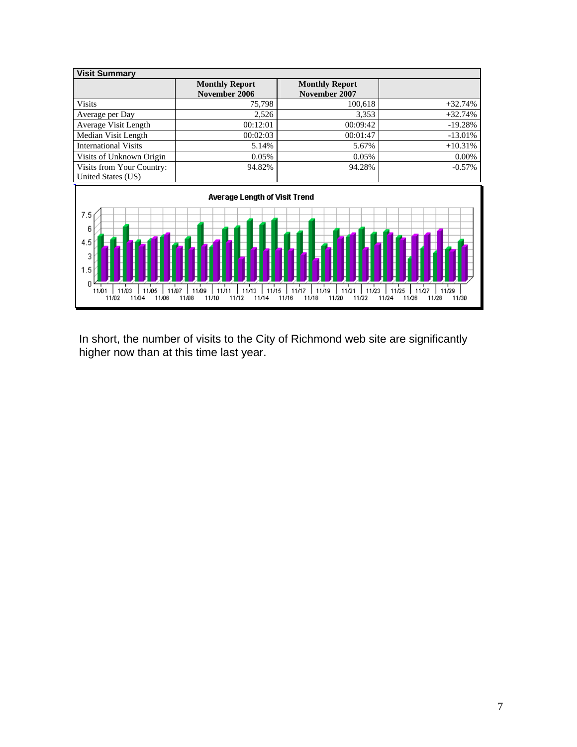| Visit Summary | | | |
| --- | --- | --- | --- |
| | **Monthly Report November 2006** | **Monthly Report November 2007** | |
| Visits | 75,798 | 100,618 | +32.74% |
| Average per Day | 2,526 | 3,353 | +32.74% |
| Average Visit Length | 00:12:01 | 00:09:42 | -19.28% |
| Median Visit Length | 00:02:03 | 00:01:47 | -13.01% |
| International Visits | 5.14% | 5.67% | +10.31% |
| Visits of Unknown Origin | 0.05% | 0.05% | 0.00% |
| Visits from Your Country: United States (US) | 94.82% | 94.28% | -0.57% |

Average Length of Visit Trend

7.5
6
4.5
3
1.5
0

11/01 11/02 11/03 11/04 11/05 11/06 11/07 11/08 11/09 11/10 11/11 11/12 11/13 11/14 11/15 11/16 11/17 11/18 11/19 11/20 11/21 11/22 11/23 11/24 11/25 11/26 11/27 11/28 11/29 11/30

In short, the number of visits to the City of Richmond web site are significantly higher now than at this time last year.